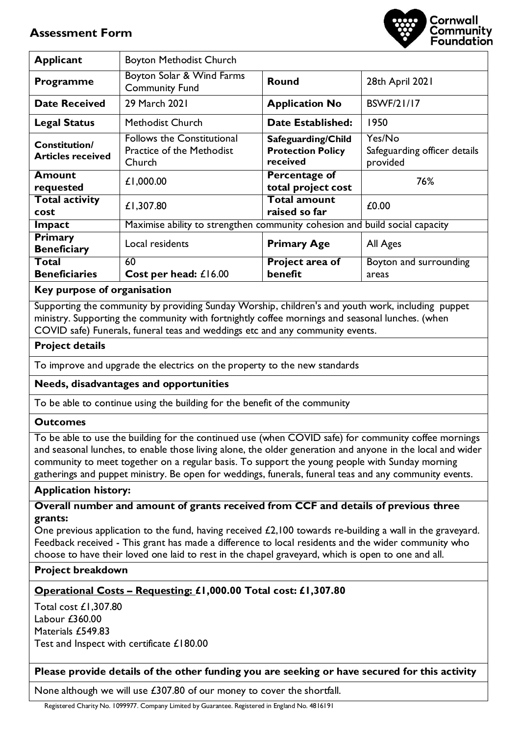# Assessment Form

Cornwall Community Foundation

| Applicant | Boyton Methodist Church | | |
|---|---|---|---|
| **Programme** | Boyton Solar & Wind Farms Community Fund | **Round** | 28th April 2021 |
| **Date Received** | 29 March 2021 | **Application No** | BSWF/21/17 |
| **Legal Status** | Methodist Church | **Date Established:** | 1950 |
| **Constitution/ Articles received** | Follows the Constitutional Practice of the Methodist Church | **Safeguarding/Child Protection Policy received** | Yes/No Safeguarding officer details provided |
| **Amount requested** | £1,000.00 | **Percentage of total project cost** | 76% |
| **Total activity cost** | £1,307.80 | **Total amount raised so far** | £0.00 |
| **Impact** | Maximise ability to strengthen community cohesion and build social capacity | | |
| **Primary Beneficiary** | Local residents | **Primary Age** | All Ages |
| **Total Beneficiaries** | 60 **Cost per head:** £16.00 | **Project area of benefit** | Boyton and surrounding areas |

**Key purpose of organisation**

Supporting the community by providing Sunday Worship, children's and youth work, including puppet ministry. Supporting the community with fortnightly coffee mornings and seasonal lunches. (when COVID safe) Funerals, funeral teas and weddings etc and any community events.

**Project details**

To improve and upgrade the electrics on the property to the new standards

**Needs, disadvantages and opportunities**

To be able to continue using the building for the benefit of the community

**Outcomes**

To be able to use the building for the continued use (when COVID safe) for community coffee mornings and seasonal lunches, to enable those living alone, the older generation and anyone in the local and wider community to meet together on a regular basis. To support the young people with Sunday morning gatherings and puppet ministry. Be open for weddings, funerals, funeral teas and any community events.

**Application history:**

**Overall number and amount of grants received from CCF and details of previous three grants:**

One previous application to the fund, having received £2,100 towards re-building a wall in the graveyard. Feedback received - This grant has made a difference to local residents and the wider community who choose to have their loved one laid to rest in the chapel graveyard, which is open to one and all.

**Project breakdown**

**Operational Costs – Requesting: £1,000.00 Total cost: £1,307.80**

Total cost £1,307.80
Labour £360.00
Materials £549.83
Test and Inspect with certificate £180.00

**Please provide details of the other funding you are seeking or have secured for this activity**

None although we will use £307.80 of our money to cover the shortfall.

Registered Charity No. 1099977. Company Limited by Guarantee. Registered in England No. 4816191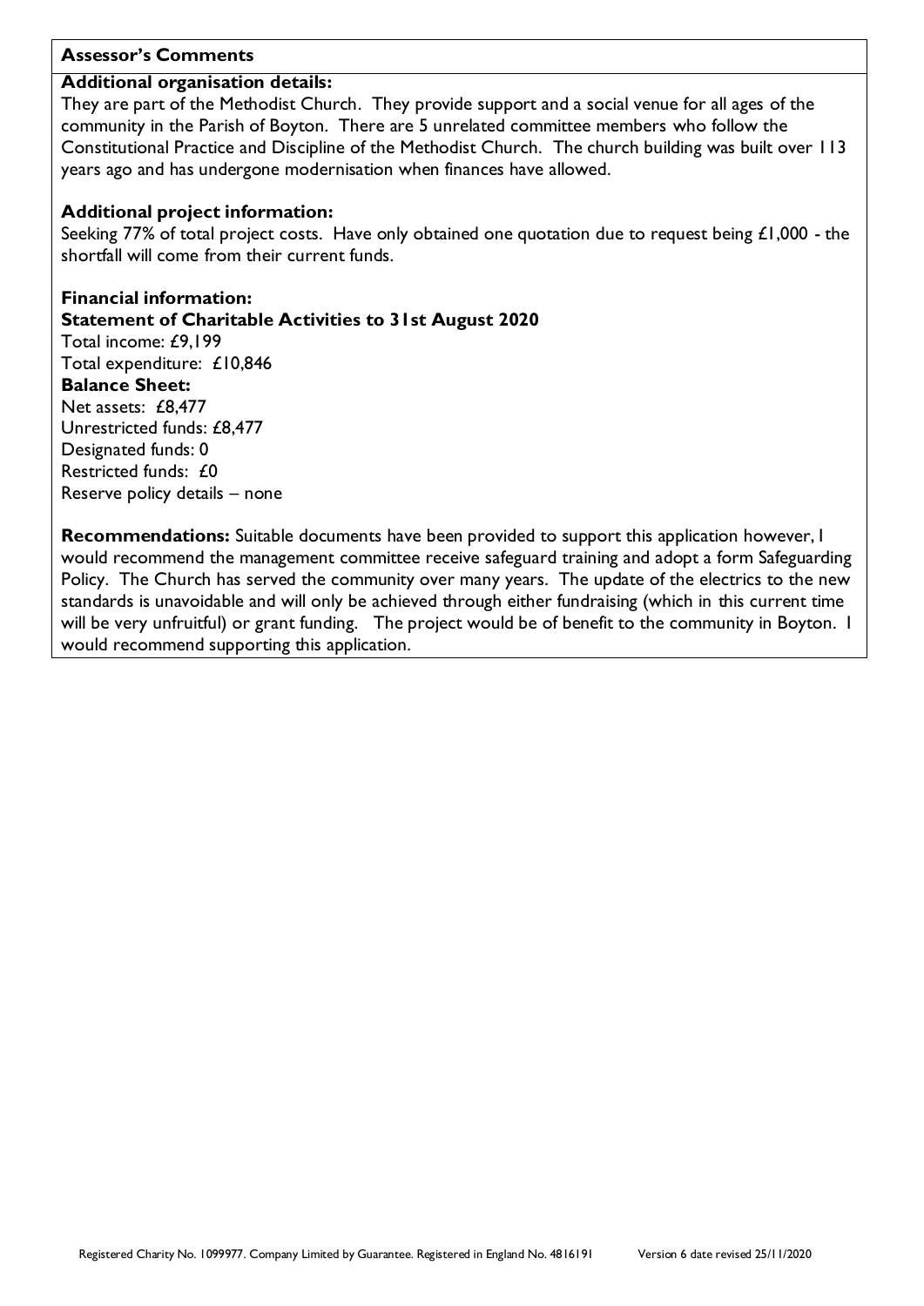**Assessor's Comments**

**Additional organisation details:**

They are part of the Methodist Church. They provide support and a social venue for all ages of the community in the Parish of Boyton. There are 5 unrelated committee members who follow the Constitutional Practice and Discipline of the Methodist Church. The church building was built over 113 years ago and has undergone modernisation when finances have allowed.

**Additional project information:**

Seeking 77% of total project costs. Have only obtained one quotation due to request being £1,000 - the shortfall will come from their current funds.

**Financial information:**

**Statement of Charitable Activities to 31st August 2020**

Total income: £9,199

Total expenditure: £10,846

**Balance Sheet:**

Net assets: £8,477

Unrestricted funds: £8,477

Designated funds: 0

Restricted funds: £0

Reserve policy details – none

**Recommendations:** Suitable documents have been provided to support this application however, I would recommend the management committee receive safeguard training and adopt a form Safeguarding Policy. The Church has served the community over many years. The update of the electrics to the new standards is unavoidable and will only be achieved through either fundraising (which in this current time will be very unfruitful) or grant funding. The project would be of benefit to the community in Boyton. I would recommend supporting this application.

Registered Charity No. 1099977. Company Limited by Guarantee. Registered in England No. 4816191 Version 6 date revised 25/11/2020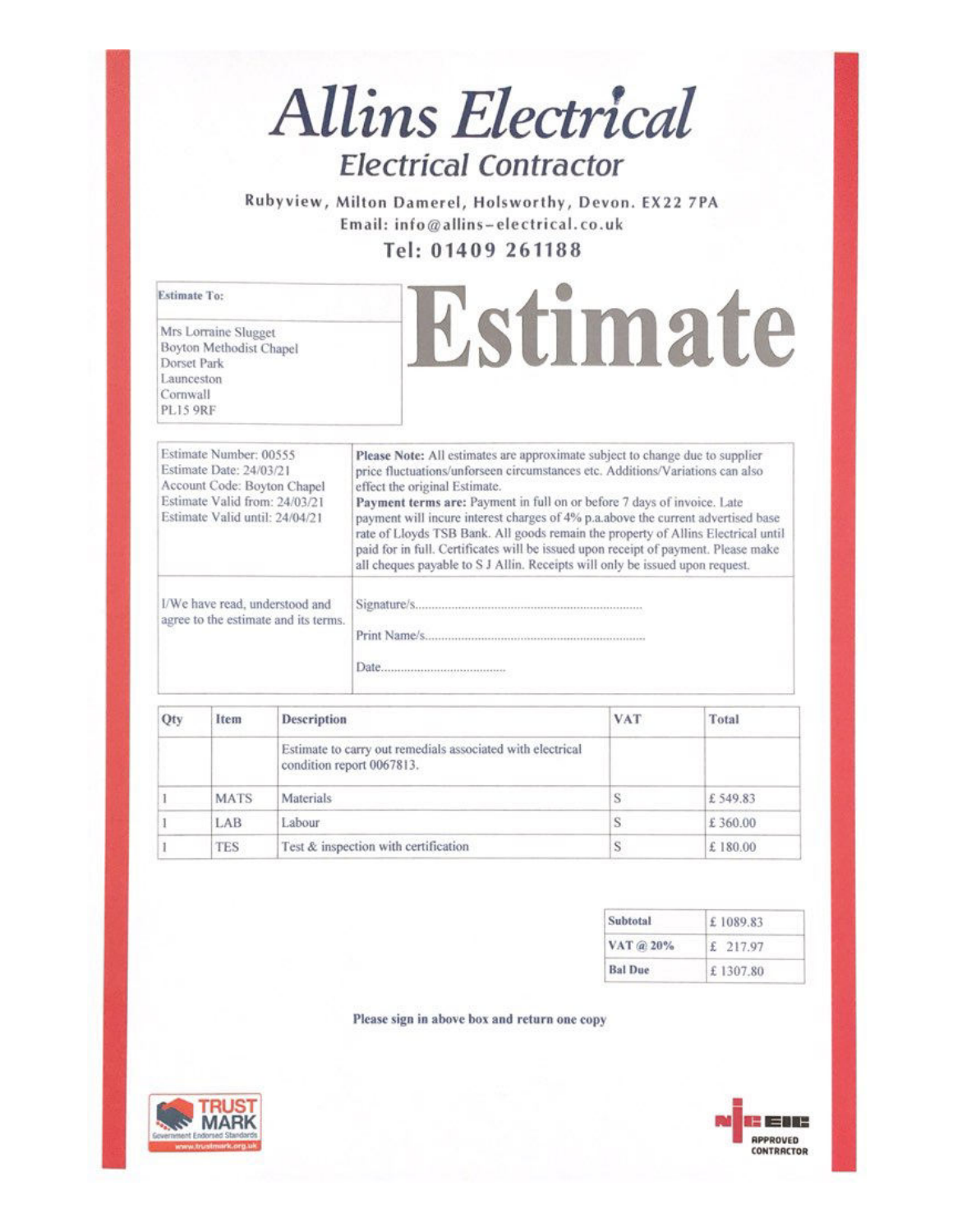# Allins Electrical

## Electrical Contractor

Rubyview, Milton Damerel, Holsworthy, Devon. EX22 7PA
Email: info@allins-electrical.co.uk
Tel: 01409 261188

# Estimate

**Estimate To:**

Mrs Lorraine Slugget
Boyton Methodist Chapel
Dorset Park
Launceston
Cornwall
PL15 9RF

| | |
|---|---|
| Estimate Number: 00555<br>Estimate Date: 24/03/21<br>Account Code: Boyton Chapel<br>Estimate Valid from: 24/03/21<br>Estimate Valid until: 24/04/21 | **Please Note:** All estimates are approximate subject to change due to supplier price fluctuations/unforseen circumstances etc. Additions/Variations can also effect the original Estimate.<br>**Payment terms are:** Payment in full on or before 7 days of invoice. Late payment will incure interest charges of 4% p.a.above the current advertised base rate of Lloyds TSB Bank. All goods remain the property of Allins Electrical until paid for in full. Certificates will be issued upon receipt of payment. Please make all cheques payable to S J Allin. Receipts will only be issued upon request. |
| I/We have read, understood and agree to the estimate and its terms. | Signature/s.................................................................<br>Print Name/s...............................................................<br>Date.................................... |

| Qty | Item | Description | VAT | Total |
|---|---|---|---|---|
| | | Estimate to carry out remedials associated with electrical condition report 0067813. | | |
| 1 | MATS | Materials | S | £ 549.83 |
| 1 | LAB | Labour | S | £ 360.00 |
| 1 | TES | Test & inspection with certification | S | £ 180.00 |

| | |
|---|---|
| **Subtotal** | £ 1089.83 |
| **VAT @ 20%** | £ 217.97 |
| **Bal Due** | £ 1307.80 |

**Please sign in above box and return one copy**

TRUST MARK
Government Endorsed Standards
www.trustmark.org.uk

NICEIC
APPROVED CONTRACTOR